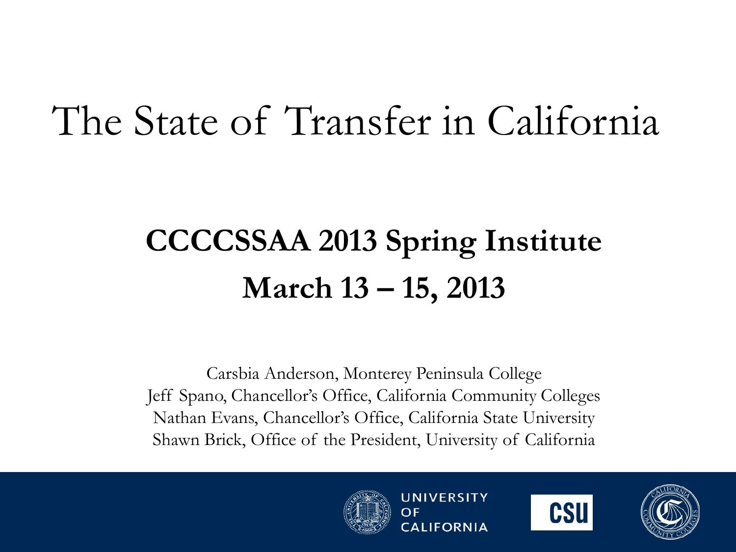# The State of Transfer in California

## CCCCSSAA 2013 Spring Institute

## March 13 – 15, 2013

Carsbia Anderson, Monterey Peninsula College
Jeff Spano, Chancellor's Office, California Community Colleges
Nathan Evans, Chancellor's Office, California State University
Shawn Brick, Office of the President, University of California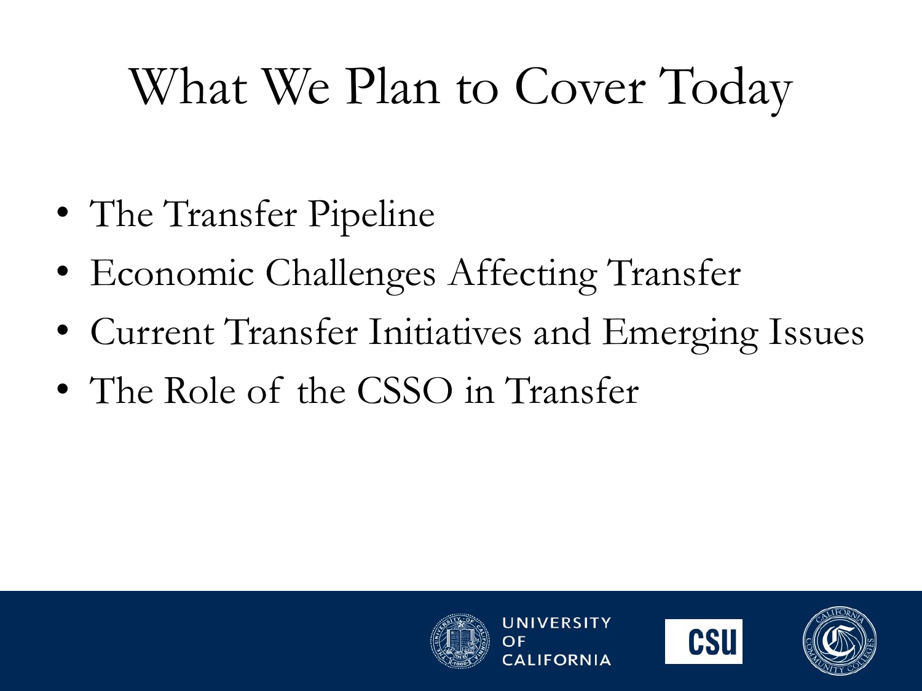# What We Plan to Cover Today

- The Transfer Pipeline
- Economic Challenges Affecting Transfer
- Current Transfer Initiatives and Emerging Issues
- The Role of the CSSO in Transfer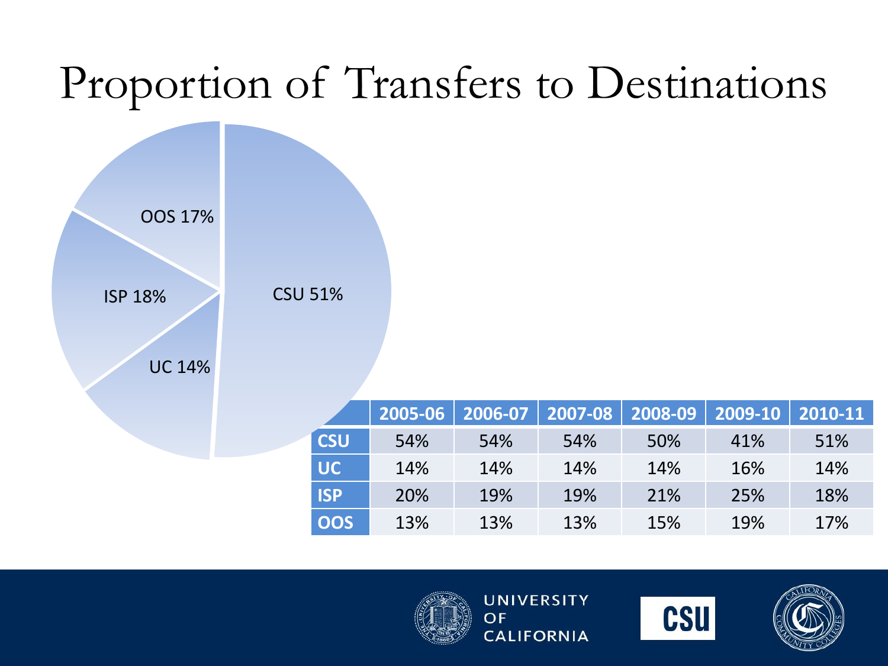# Proportion of Transfers to Destinations

OOS 17%

ISP 18%

UC 14%

CSU 51%

| | 2005-06 | 2006-07 | 2007-08 | 2008-09 | 2009-10 | 2010-11 |
|---|---|---|---|---|---|---|
| **CSU** | 54% | 54% | 54% | 50% | 41% | 51% |
| **UC** | 14% | 14% | 14% | 14% | 16% | 14% |
| **ISP** | 20% | 19% | 19% | 21% | 25% | 18% |
| **OOS** | 13% | 13% | 13% | 15% | 19% | 17% |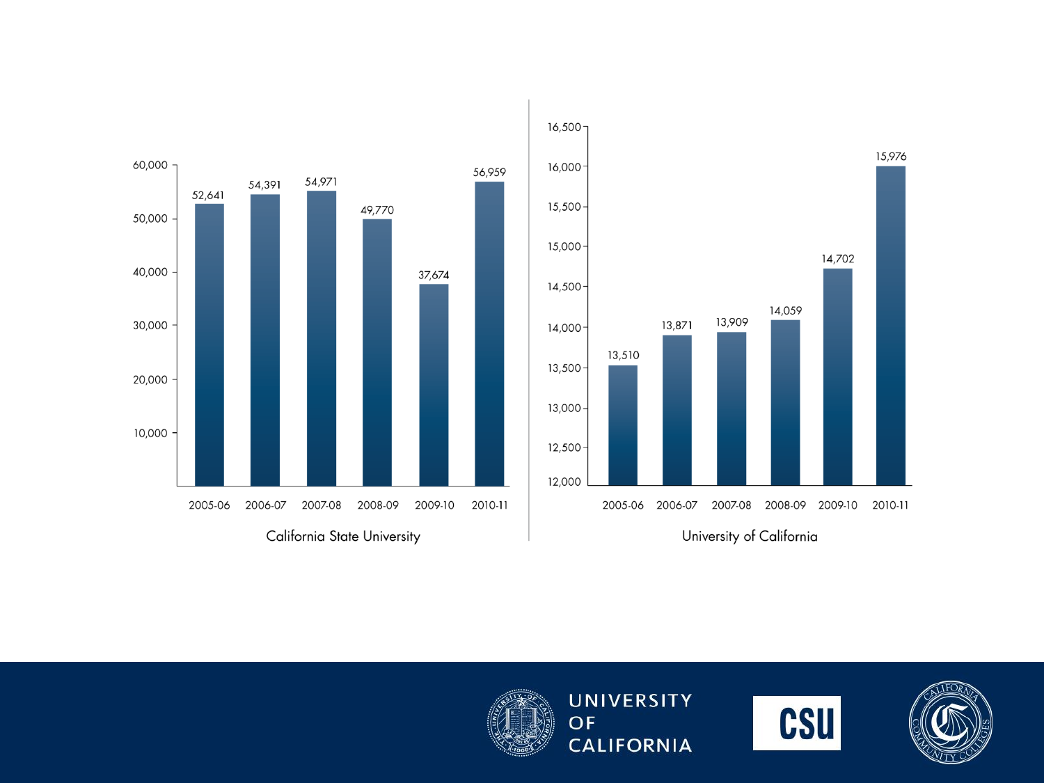| | 2005-06 | 2006-07 | 2007-08 | 2008-09 | 2009-10 | 2010-11 |
|---|---|---|---|---|---|---|
| California State University | 52,641 | 54,391 | 54,971 | 49,770 | 37,674 | 56,959 |
| University of California | 13,510 | 13,871 | 13,909 | 14,059 | 14,702 | 15,976 |

UNIVERSITY OF CALIFORNIA

CSU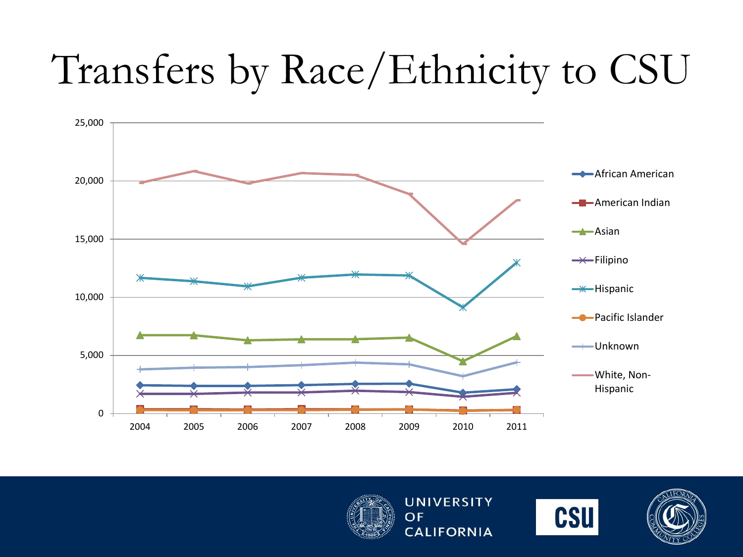# Transfers by Race/Ethnicity to CSU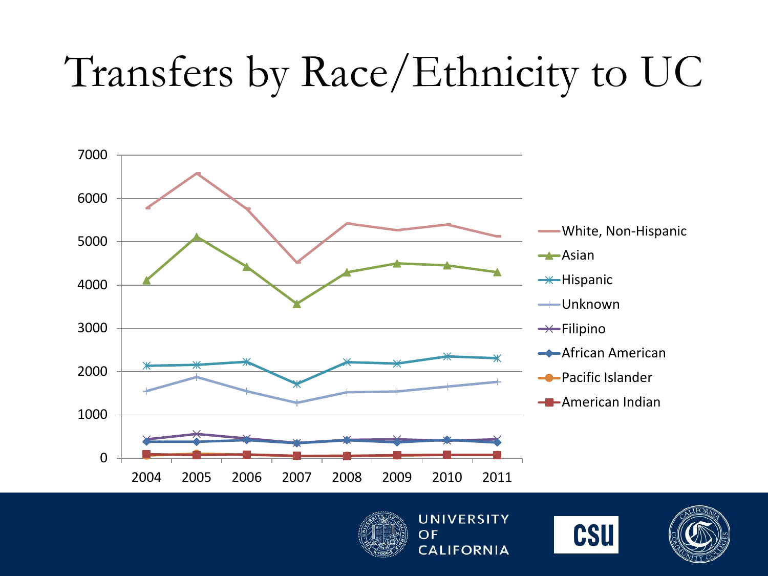# Transfers by Race/Ethnicity to UC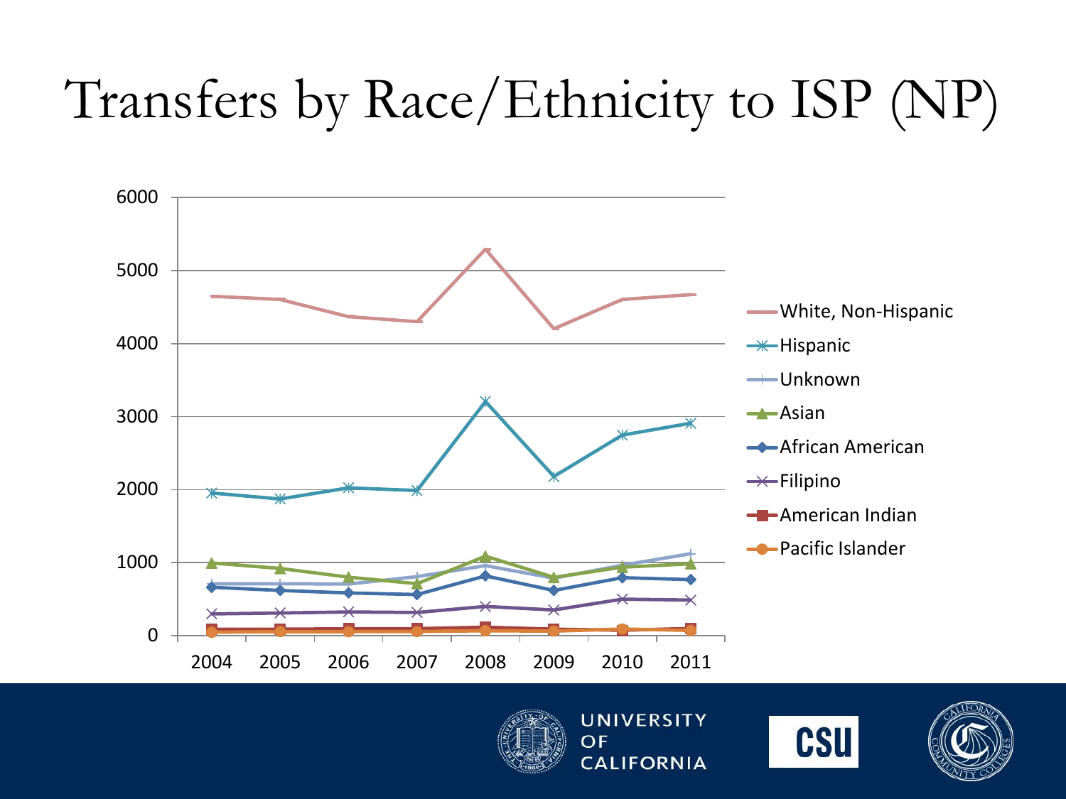# Transfers by Race/Ethnicity to ISP (NP)

6000
5000
4000
3000
2000
1000
0

2004 2005 2006 2007 2008 2009 2010 2011

- White, Non-Hispanic
- Hispanic
- Unknown
- Asian
- African American
- Filipino
- American Indian
- Pacific Islander

UNIVERSITY OF CALIFORNIA

CSU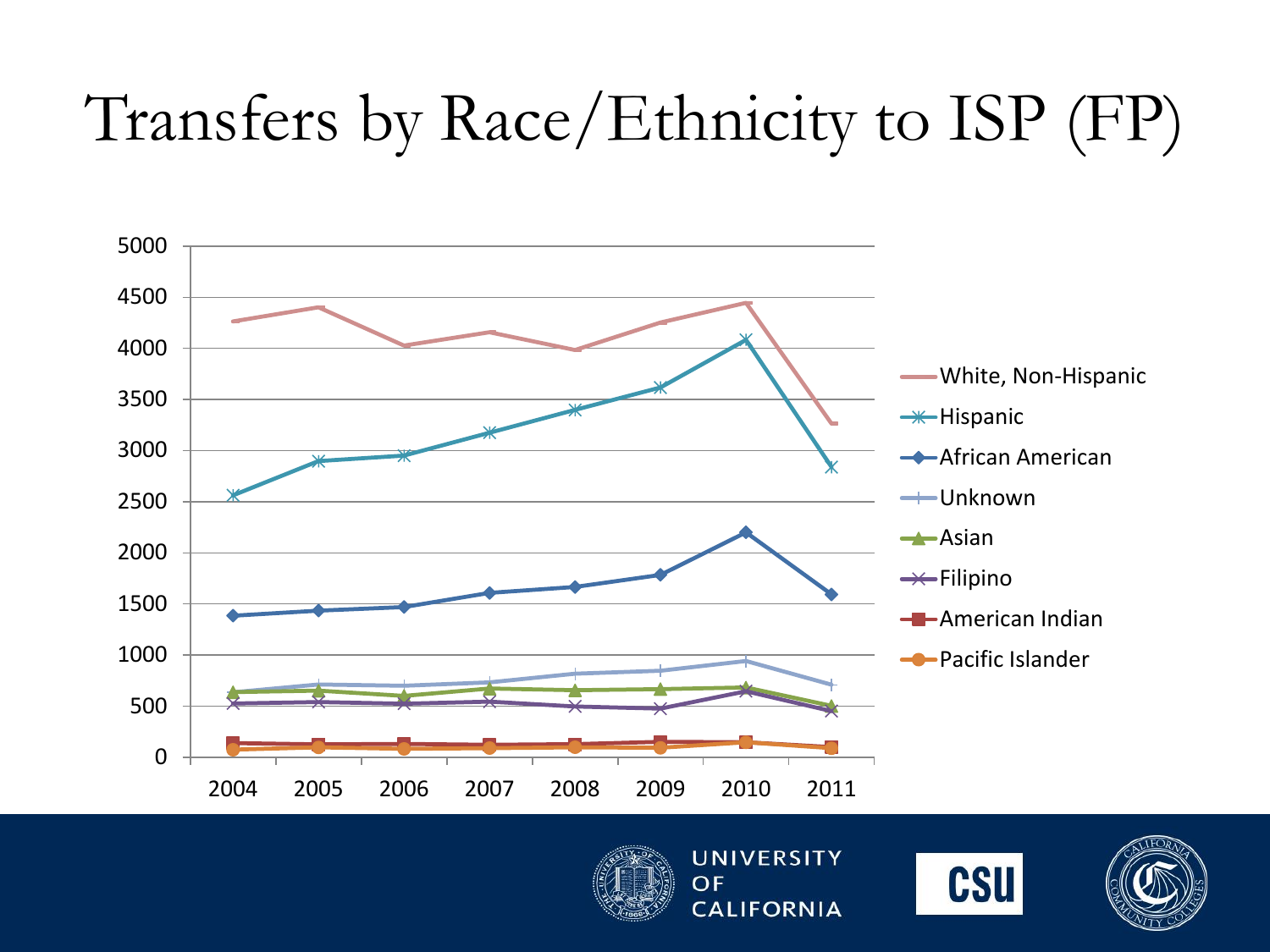# Transfers by Race/Ethnicity to ISP (FP)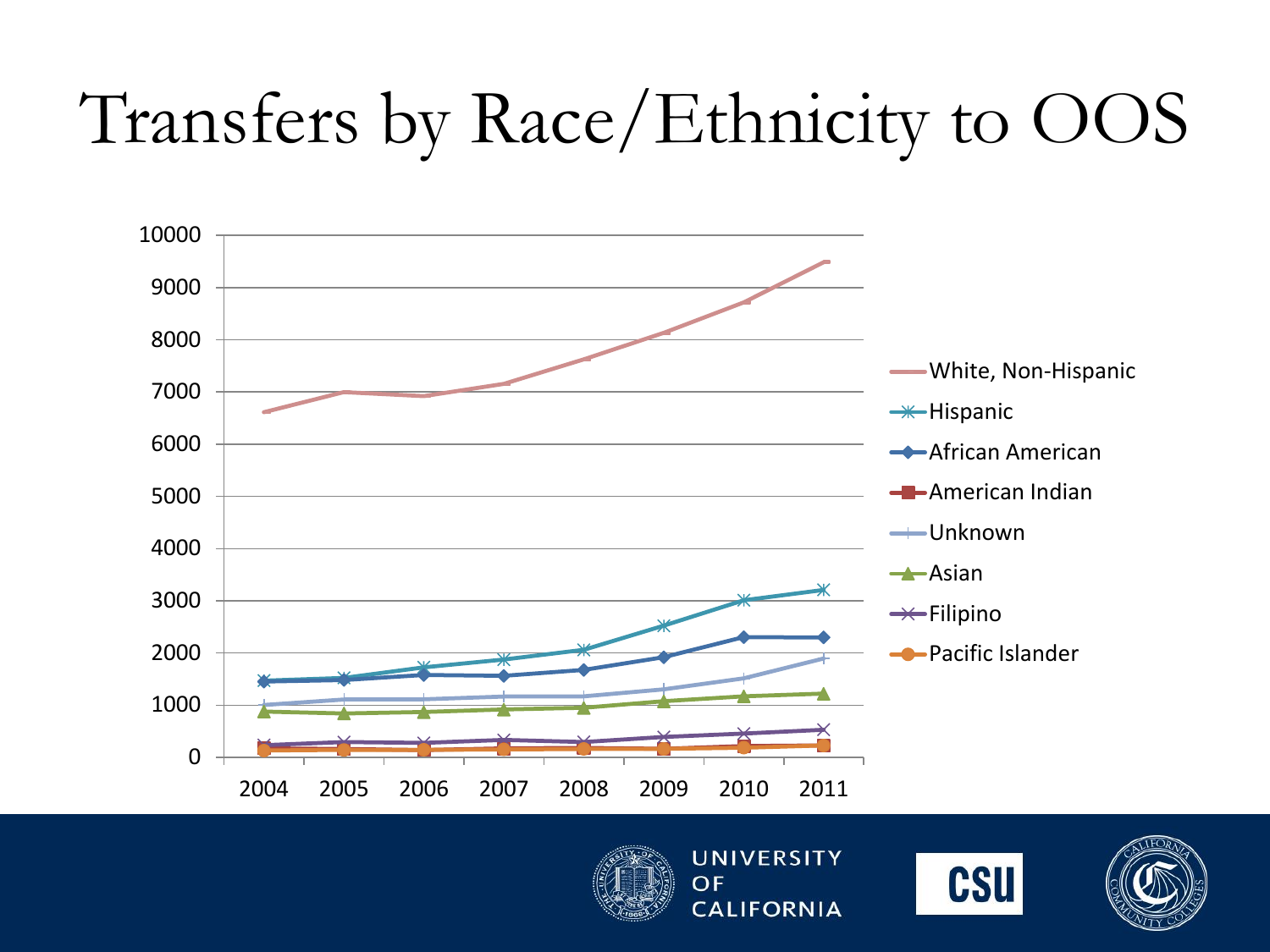# Transfers by Race/Ethnicity to OOS

10000
9000
8000
7000
6000
5000
4000
3000
2000
1000
0

2004 2005 2006 2007 2008 2009 2010 2011

- White, Non-Hispanic
- Hispanic
- African American
- American Indian
- Unknown
- Asian
- Filipino
- Pacific Islander

UNIVERSITY OF CALIFORNIA

CSU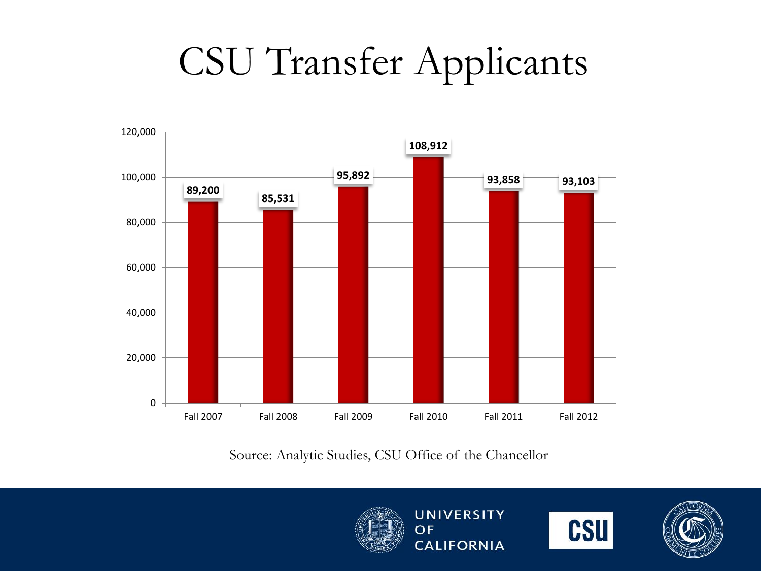# CSU Transfer Applicants

| Term | Applicants |
|---|---|
| Fall 2007 | 89,200 |
| Fall 2008 | 85,531 |
| Fall 2009 | 95,892 |
| Fall 2010 | 108,912 |
| Fall 2011 | 93,858 |
| Fall 2012 | 93,103 |

Source: Analytic Studies, CSU Office of the Chancellor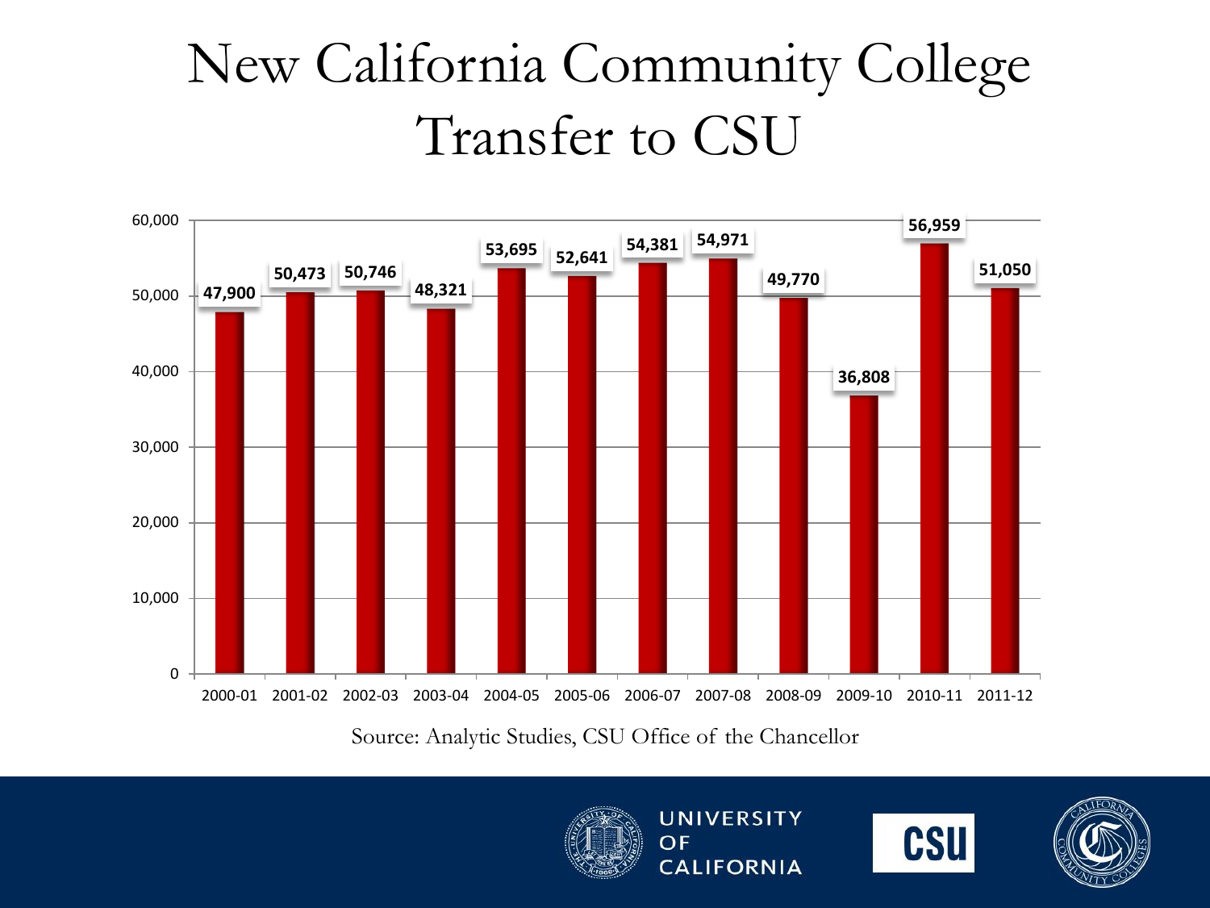# New California Community College Transfer to CSU

| Year | Transfers |
|---|---|
| 2000-01 | 47,900 |
| 2001-02 | 50,473 |
| 2002-03 | 50,746 |
| 2003-04 | 48,321 |
| 2004-05 | 53,695 |
| 2005-06 | 52,641 |
| 2006-07 | 54,381 |
| 2007-08 | 54,971 |
| 2008-09 | 49,770 |
| 2009-10 | 36,808 |
| 2010-11 | 56,959 |
| 2011-12 | 51,050 |

Source: Analytic Studies, CSU Office of the Chancellor

UNIVERSITY OF CALIFORNIA | CSU | California Community Colleges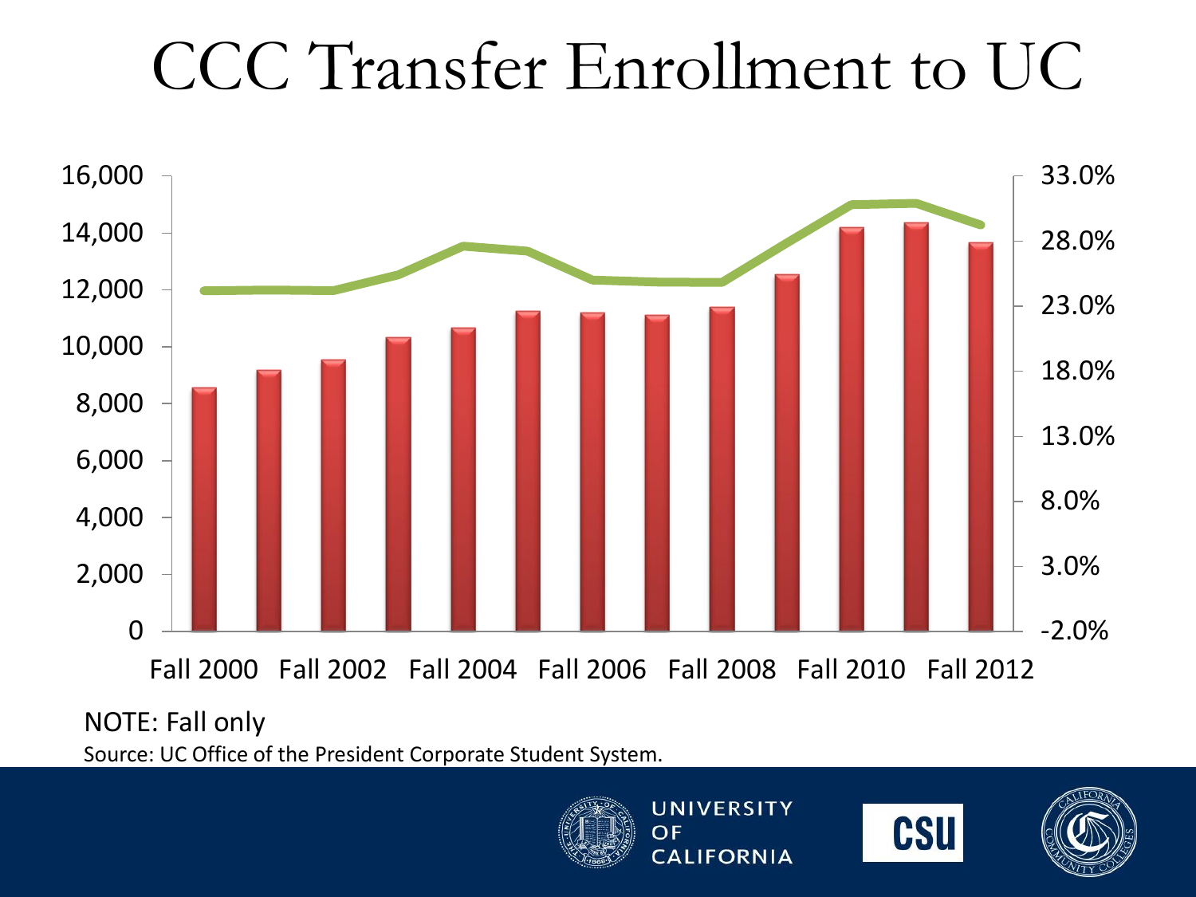# CCC Transfer Enrollment to UC

16,000
14,000
12,000
10,000
8,000
6,000
4,000
2,000
0

33.0%
28.0%
23.0%
18.0%
13.0%
8.0%
3.0%
-2.0%

Fall 2000 Fall 2002 Fall 2004 Fall 2006 Fall 2008 Fall 2010 Fall 2012

NOTE: Fall only

Source: UC Office of the President Corporate Student System.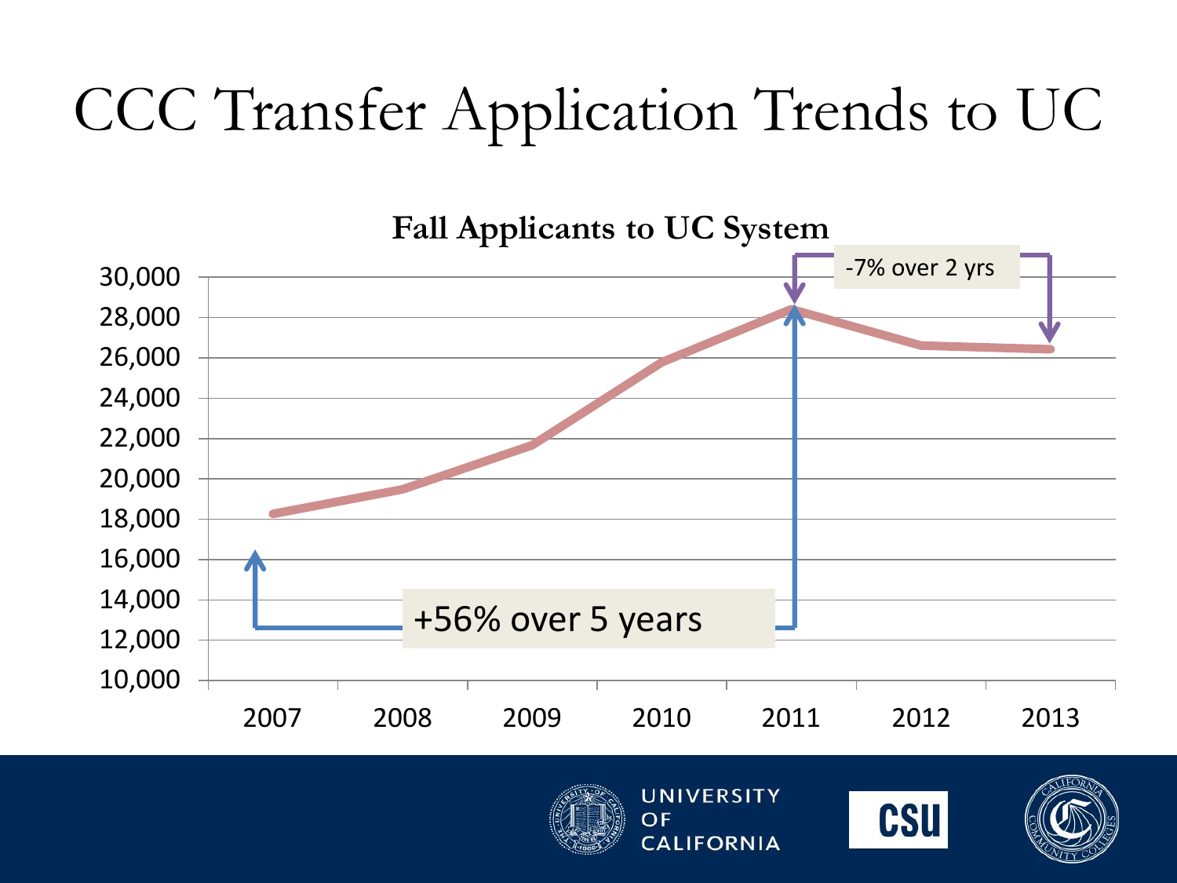# CCC Transfer Application Trends to UC

**Fall Applicants to UC System**

-7% over 2 yrs

+56% over 5 years

30,000
28,000
26,000
24,000
22,000
20,000
18,000
16,000
14,000
12,000
10,000

2007 2008 2009 2010 2011 2012 2013

UNIVERSITY OF CALIFORNIA

CSU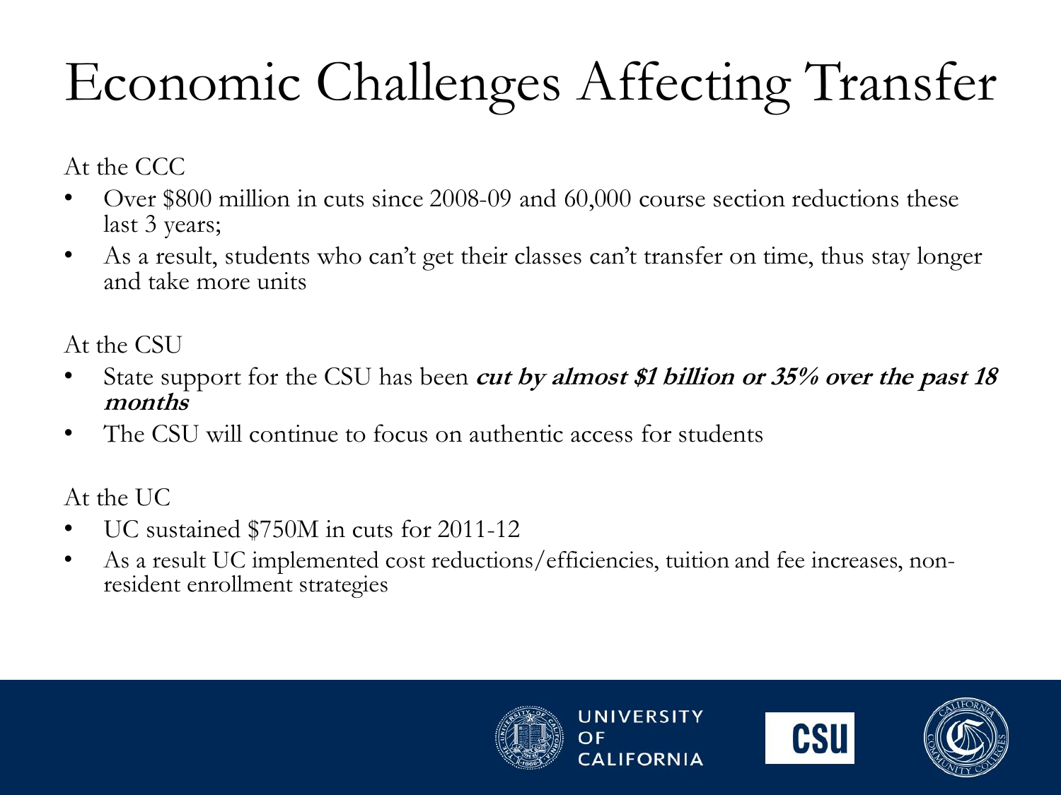# Economic Challenges Affecting Transfer

At the CCC

- Over $800 million in cuts since 2008-09 and 60,000 course section reductions these last 3 years;
- As a result, students who can't get their classes can't transfer on time, thus stay longer and take more units

At the CSU

- State support for the CSU has been ***cut by almost $1 billion or 35% over the past 18 months***
- The CSU will continue to focus on authentic access for students

At the UC

- UC sustained $750M in cuts for 2011-12
- As a result UC implemented cost reductions/efficiencies, tuition and fee increases, non-resident enrollment strategies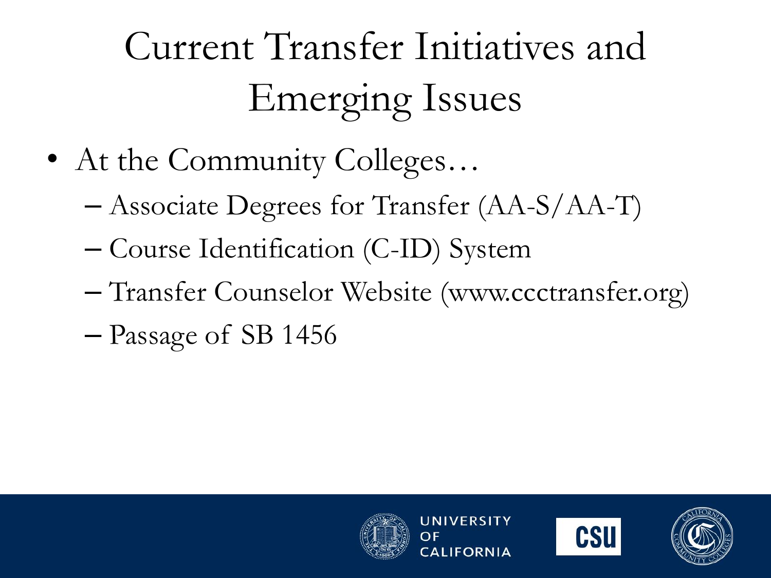# Current Transfer Initiatives and Emerging Issues

- At the Community Colleges…
  - Associate Degrees for Transfer (AA-S/AA-T)
  - Course Identification (C-ID) System
  - Transfer Counselor Website (www.ccctransfer.org)
  - Passage of SB 1456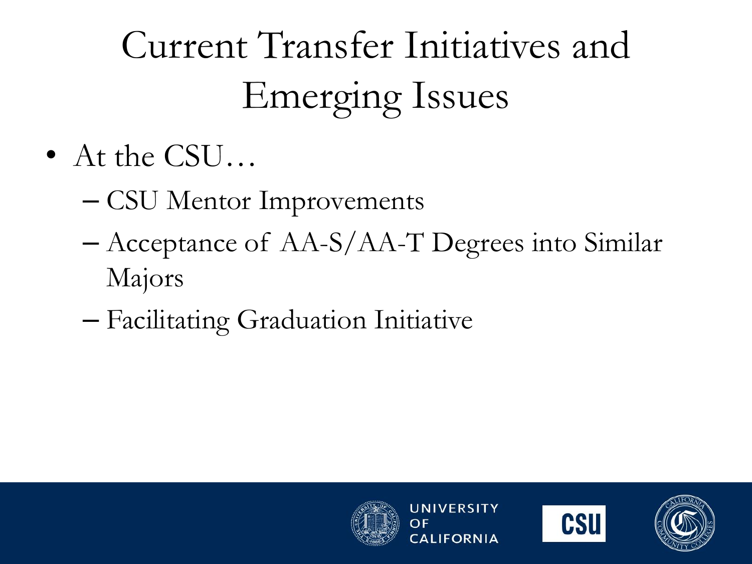# Current Transfer Initiatives and Emerging Issues

- At the CSU…
  - CSU Mentor Improvements
  - Acceptance of AA-S/AA-T Degrees into Similar Majors
  - Facilitating Graduation Initiative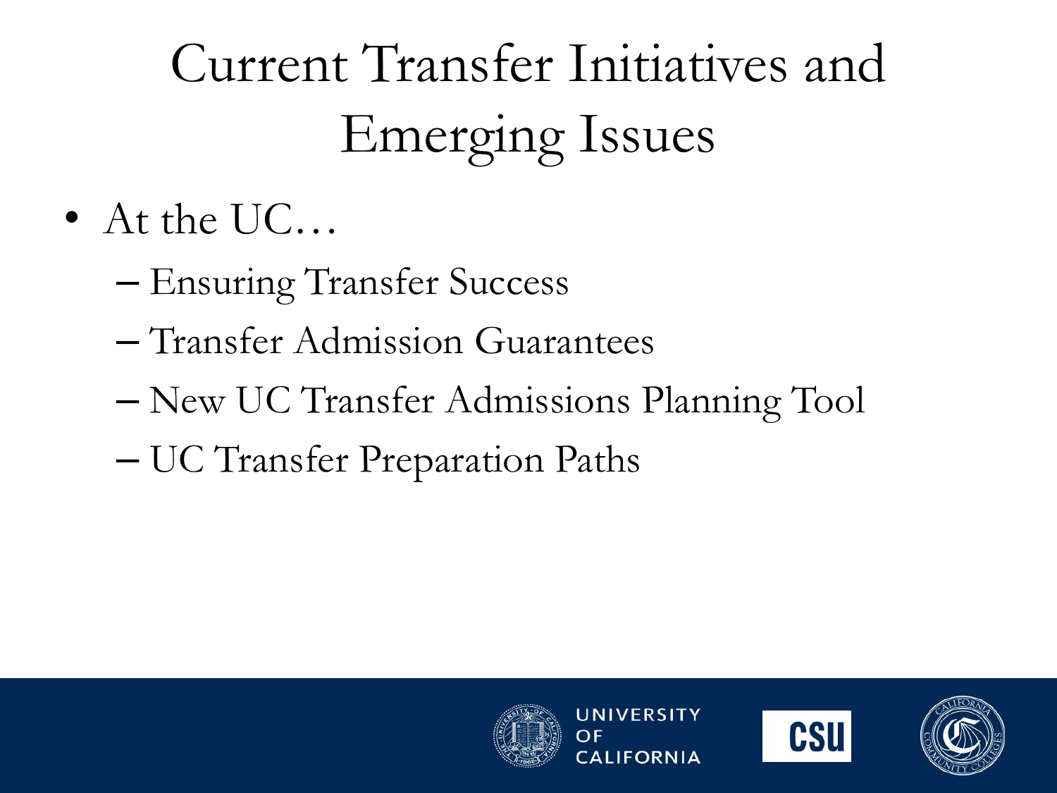# Current Transfer Initiatives and Emerging Issues

- At the UC…
  - Ensuring Transfer Success
  - Transfer Admission Guarantees
  - New UC Transfer Admissions Planning Tool
  - UC Transfer Preparation Paths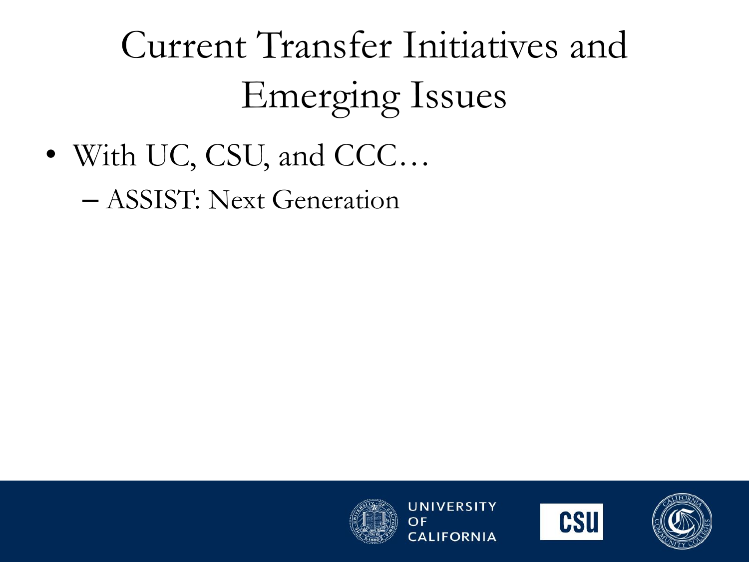# Current Transfer Initiatives and Emerging Issues

- With UC, CSU, and CCC…
  - ASSIST: Next Generation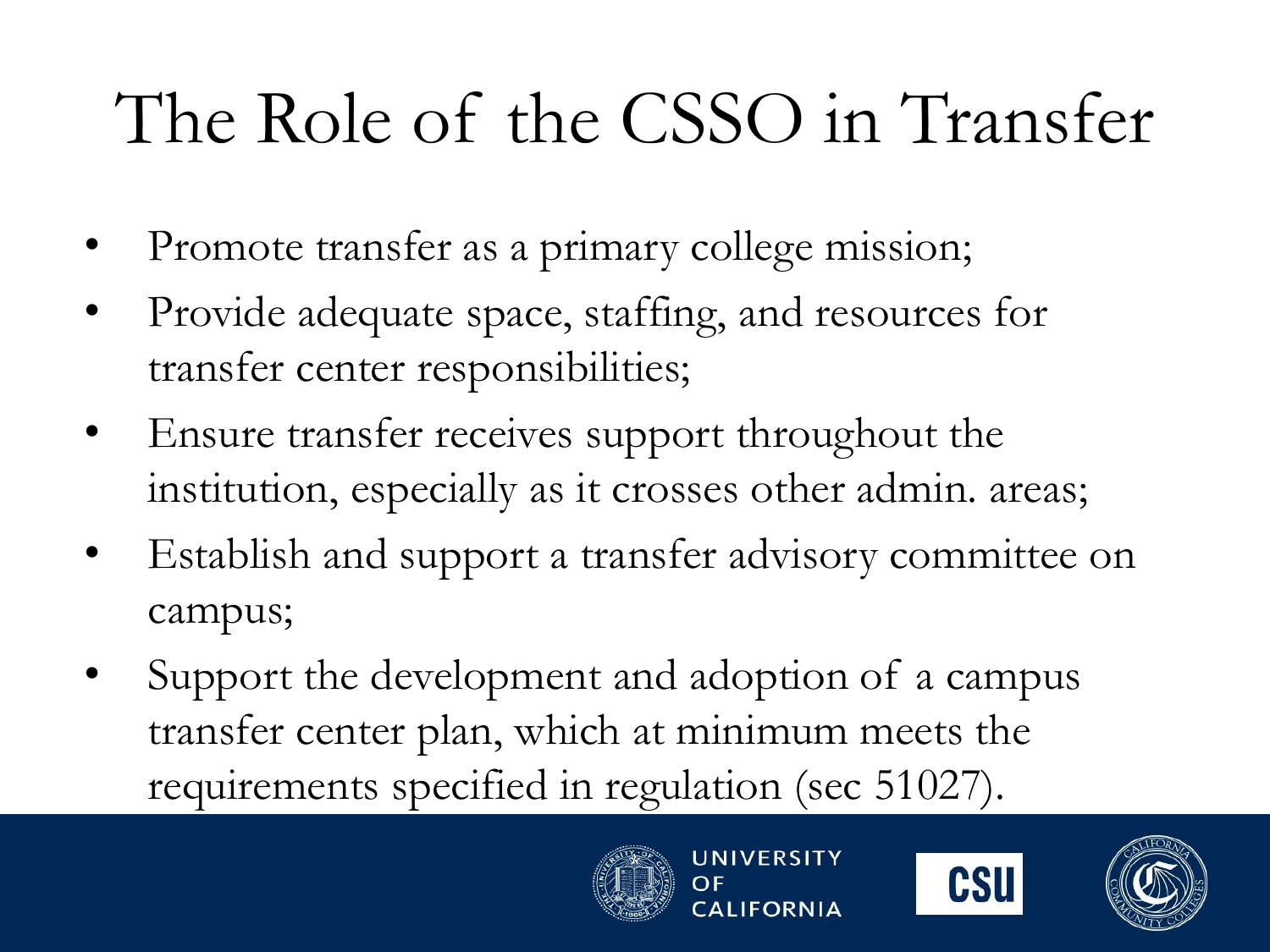# The Role of the CSSO in Transfer

- Promote transfer as a primary college mission;
- Provide adequate space, staffing, and resources for transfer center responsibilities;
- Ensure transfer receives support throughout the institution, especially as it crosses other admin. areas;
- Establish and support a transfer advisory committee on campus;
- Support the development and adoption of a campus transfer center plan, which at minimum meets the requirements specified in regulation (sec 51027).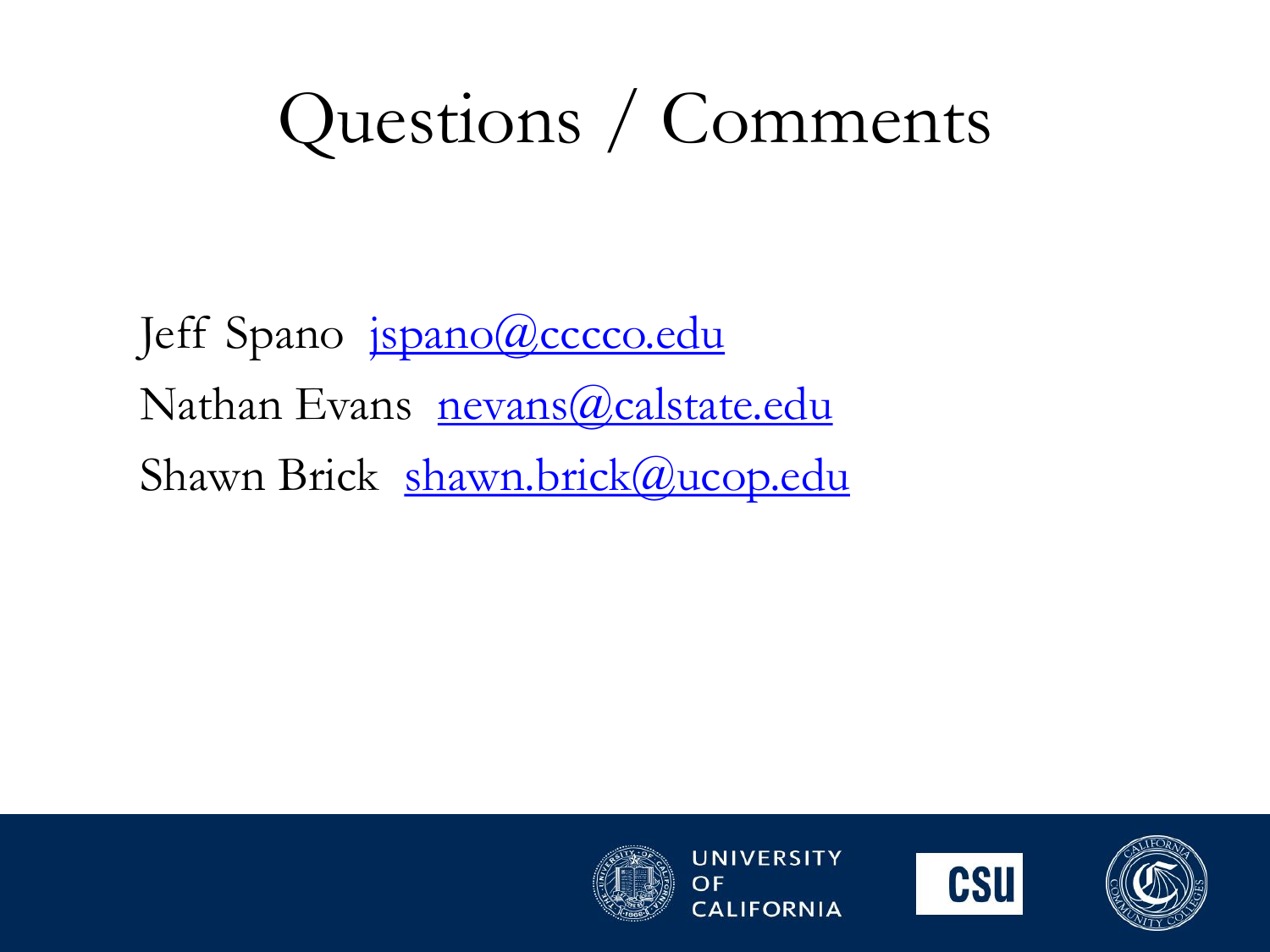# Questions / Comments

Jeff Spano  jspano@cccco.edu

Nathan Evans  nevans@calstate.edu

Shawn Brick  shawn.brick@ucop.edu

UNIVERSITY OF CALIFORNIA

CSU